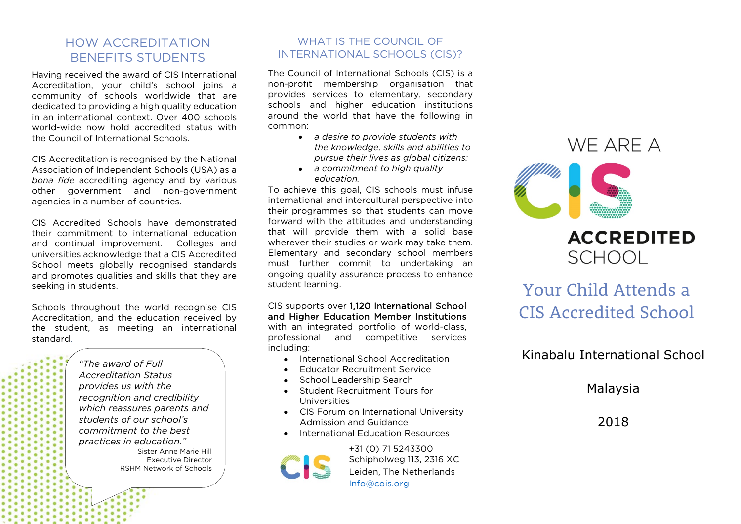## HOW ACCREDITATION BENEFITS STUDENTS

Having received the award of CIS International Accreditation, your child's school joins a community of schools worldwide that are dedicated to providing a high quality education in an international context. Over 400 schools world-wide now hold accredited status with the Council of International Schools.

CIS Accreditation is recognised by the National Association of Independent Schools (USA) as a *bona fide* accrediting agency and by various other government and non-government agencies in a number of countries.

CIS Accredited Schools have demonstrated their commitment to international education and continual improvement. Colleges and universities acknowledge that a CIS Accredited School meets globally recognised standards and promotes qualities and skills that they are seeking in students.

Schools throughout the world recognise CIS Accreditation, and the education received by the student, as meeting an international standard.

> *"The award of Full Accreditation Status provides us with the recognition and credibility which reassures parents and students of our school's commitment to the best practices in education."*
>
> Sister Anne Marie Hill
> Executive Director
> RSHM Network of Schools

## WHAT IS THE COUNCIL OF INTERNATIONAL SCHOOLS (CIS)?

The Council of International Schools (CIS) is a non-profit membership organisation that provides services to elementary, secondary schools and higher education institutions around the world that have the following in common:

- *a desire to provide students with the knowledge, skills and abilities to pursue their lives as global citizens;*
- *a commitment to high quality education.*

To achieve this goal, CIS schools must infuse international and intercultural perspective into their programmes so that students can move forward with the attitudes and understanding that will provide them with a solid base wherever their studies or work may take them. Elementary and secondary school members must further commit to undertaking an ongoing quality assurance process to enhance student learning.

CIS supports over **1,120 International School and Higher Education Member Institutions** with an integrated portfolio of world-class, professional and competitive services including:

- International School Accreditation
- Educator Recruitment Service
- School Leadership Search
- Student Recruitment Tours for Universities
- CIS Forum on International University Admission and Guidance
- International Education Resources

+31 (0) 71 5243300
Schipholweg 113, 2316 XC
Leiden, The Netherlands
Info@cois.org

# WE ARE A CIS ACCREDITED SCHOOL

## Your Child Attends a CIS Accredited School

Kinabalu International School

Malaysia

2018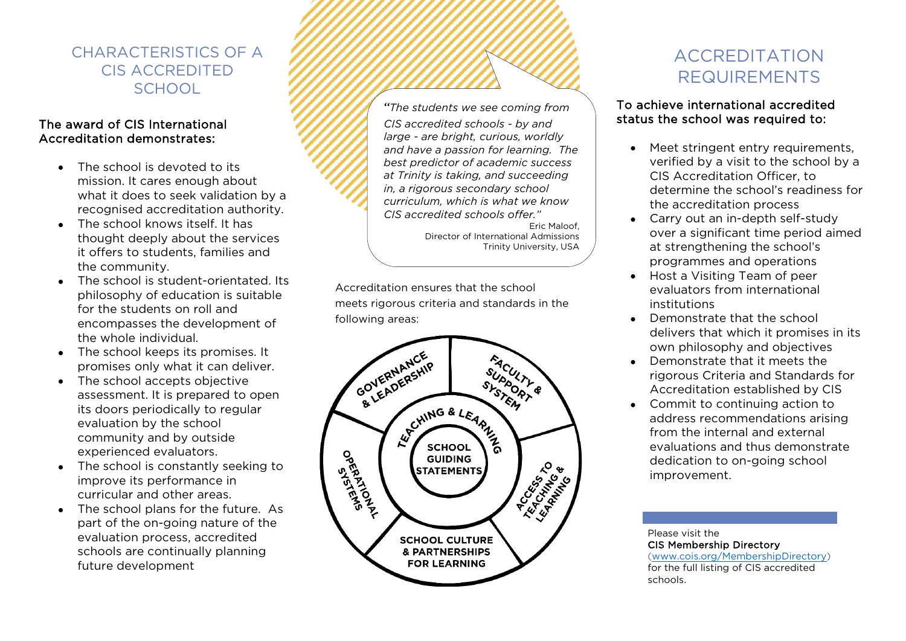# CHARACTERISTICS OF A CIS ACCREDITED SCHOOL

**The award of CIS International Accreditation demonstrates:**

- The school is devoted to its mission. It cares enough about what it does to seek validation by a recognised accreditation authority.
- The school knows itself. It has thought deeply about the services it offers to students, families and the community.
- The school is student-orientated. Its philosophy of education is suitable for the students on roll and encompasses the development of the whole individual.
- The school keeps its promises. It promises only what it can deliver.
- The school accepts objective assessment. It is prepared to open its doors periodically to regular evaluation by the school community and by outside experienced evaluators.
- The school is constantly seeking to improve its performance in curricular and other areas.
- The school plans for the future. As part of the on-going nature of the evaluation process, accredited schools are continually planning future development

*"The students we see coming from CIS accredited schools - by and large - are bright, curious, worldly and have a passion for learning. The best predictor of academic success at Trinity is taking, and succeeding in, a rigorous secondary school curriculum, which is what we know CIS accredited schools offer."*

Eric Maloof,
Director of International Admissions
Trinity University, USA

Accreditation ensures that the school meets rigorous criteria and standards in the following areas:

GOVERNANCE & LEADERSHIP

FACULTY & SUPPORT SYSTEM

TEACHING & LEARNING

SCHOOL GUIDING STATEMENTS

OPERATIONAL SYSTEMS

ACCESS TO TEACHING & LEARNING

SCHOOL CULTURE & PARTNERSHIPS FOR LEARNING

# ACCREDITATION REQUIREMENTS

**To achieve international accredited status the school was required to:**

- Meet stringent entry requirements, verified by a visit to the school by a CIS Accreditation Officer, to determine the school's readiness for the accreditation process
- Carry out an in-depth self-study over a significant time period aimed at strengthening the school's programmes and operations
- Host a Visiting Team of peer evaluators from international institutions
- Demonstrate that the school delivers that which it promises in its own philosophy and objectives
- Demonstrate that it meets the rigorous Criteria and Standards for Accreditation established by CIS
- Commit to continuing action to address recommendations arising from the internal and external evaluations and thus demonstrate dedication to on-going school improvement.

Please visit the **CIS Membership Directory** (www.cois.org/MembershipDirectory) for the full listing of CIS accredited schools.